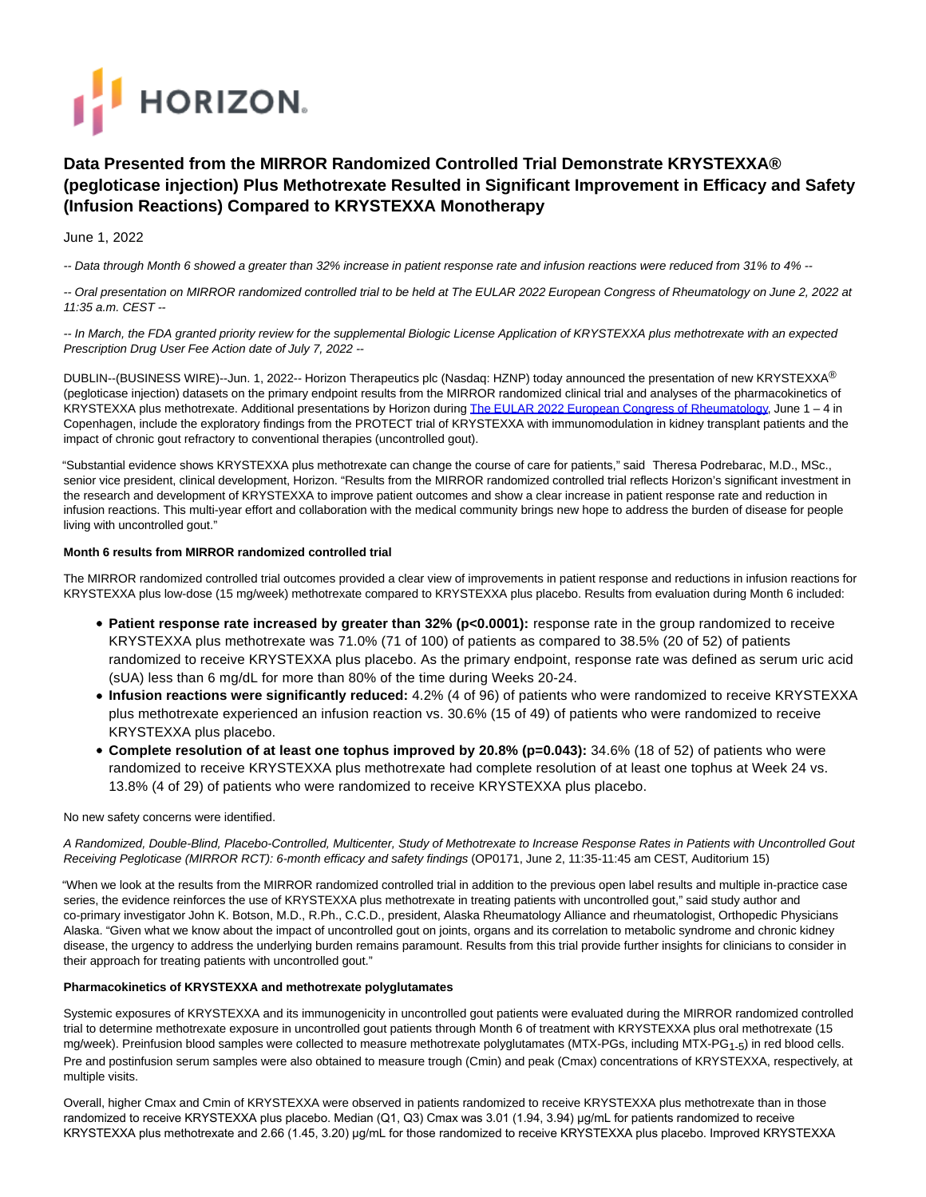# Data Presented from the MIRROR Randomized Controlled Trial Demonstrate KRYSTEXXA® (pegloticase injection) Plus Methotrexate Resulted in Significant Improvement in Efficacy and Safety (Infusion Reactions) Compared to KRYSTEXXA Monotherapy

June 1, 2022

*-- Data through Month 6 showed a greater than 32% increase in patient response rate and infusion reactions were reduced from 31% to 4% --*

*-- Oral presentation on MIRROR randomized controlled trial to be held at The EULAR 2022 European Congress of Rheumatology on June 2, 2022 at 11:35 a.m. CEST --*

*-- In March, the FDA granted priority review for the supplemental Biologic License Application of KRYSTEXXA plus methotrexate with an expected Prescription Drug User Fee Action date of July 7, 2022 --*

DUBLIN--(BUSINESS WIRE)--Jun. 1, 2022-- Horizon Therapeutics plc (Nasdaq: HZNP) today announced the presentation of new KRYSTEXXA® (pegloticase injection) datasets on the primary endpoint results from the MIRROR randomized clinical trial and analyses of the pharmacokinetics of KRYSTEXXA plus methotrexate. Additional presentations by Horizon during The EULAR 2022 European Congress of Rheumatology, June 1 – 4 in Copenhagen, include the exploratory findings from the PROTECT trial of KRYSTEXXA with immunomodulation in kidney transplant patients and the impact of chronic gout refractory to conventional therapies (uncontrolled gout).

"Substantial evidence shows KRYSTEXXA plus methotrexate can change the course of care for patients," said Theresa Podrebarac, M.D., MSc., senior vice president, clinical development, Horizon. "Results from the MIRROR randomized controlled trial reflects Horizon's significant investment in the research and development of KRYSTEXXA to improve patient outcomes and show a clear increase in patient response rate and reduction in infusion reactions. This multi-year effort and collaboration with the medical community brings new hope to address the burden of disease for people living with uncontrolled gout."

**Month 6 results from MIRROR randomized controlled trial**

The MIRROR randomized controlled trial outcomes provided a clear view of improvements in patient response and reductions in infusion reactions for KRYSTEXXA plus low-dose (15 mg/week) methotrexate compared to KRYSTEXXA plus placebo. Results from evaluation during Month 6 included:

- **Patient response rate increased by greater than 32% ($p<0.0001$):** response rate in the group randomized to receive KRYSTEXXA plus methotrexate was 71.0% (71 of 100) of patients as compared to 38.5% (20 of 52) of patients randomized to receive KRYSTEXXA plus placebo. As the primary endpoint, response rate was defined as serum uric acid (sUA) less than 6 mg/dL for more than 80% of the time during Weeks 20-24.
- **Infusion reactions were significantly reduced:** 4.2% (4 of 96) of patients who were randomized to receive KRYSTEXXA plus methotrexate experienced an infusion reaction vs. 30.6% (15 of 49) of patients who were randomized to receive KRYSTEXXA plus placebo.
- **Complete resolution of at least one tophus improved by 20.8% ($p=0.043$):** 34.6% (18 of 52) of patients who were randomized to receive KRYSTEXXA plus methotrexate had complete resolution of at least one tophus at Week 24 vs. 13.8% (4 of 29) of patients who were randomized to receive KRYSTEXXA plus placebo.

No new safety concerns were identified.

*A Randomized, Double-Blind, Placebo-Controlled, Multicenter, Study of Methotrexate to Increase Response Rates in Patients with Uncontrolled Gout Receiving Pegloticase (MIRROR RCT): 6-month efficacy and safety findings* (OP0171, June 2, 11:35-11:45 am CEST, Auditorium 15)

"When we look at the results from the MIRROR randomized controlled trial in addition to the previous open label results and multiple in-practice case series, the evidence reinforces the use of KRYSTEXXA plus methotrexate in treating patients with uncontrolled gout," said study author and co-primary investigator John K. Botson, M.D., R.Ph., C.C.D., president, Alaska Rheumatology Alliance and rheumatologist, Orthopedic Physicians Alaska. "Given what we know about the impact of uncontrolled gout on joints, organs and its correlation to metabolic syndrome and chronic kidney disease, the urgency to address the underlying burden remains paramount. Results from this trial provide further insights for clinicians to consider in their approach for treating patients with uncontrolled gout."

**Pharmacokinetics of KRYSTEXXA and methotrexate polyglutamates**

Systemic exposures of KRYSTEXXA and its immunogenicity in uncontrolled gout patients were evaluated during the MIRROR randomized controlled trial to determine methotrexate exposure in uncontrolled gout patients through Month 6 of treatment with KRYSTEXXA plus oral methotrexate (15 mg/week). Preinfusion blood samples were collected to measure methotrexate polyglutamates (MTX-PGs, including MTX-$PG_{1\text{-}5}$) in red blood cells. Pre and postinfusion serum samples were also obtained to measure trough ($C_{min}$) and peak ($C_{max}$) concentrations of KRYSTEXXA, respectively, at multiple visits.

Overall, higher $C_{max}$ and $C_{min}$ of KRYSTEXXA were observed in patients randomized to receive KRYSTEXXA plus methotrexate than in those randomized to receive KRYSTEXXA plus placebo. Median (Q1, Q3) $C_{max}$ was 3.01 (1.94, 3.94) µg/mL for patients randomized to receive KRYSTEXXA plus methotrexate and 2.66 (1.45, 3.20) µg/mL for those randomized to receive KRYSTEXXA plus placebo. Improved KRYSTEXXA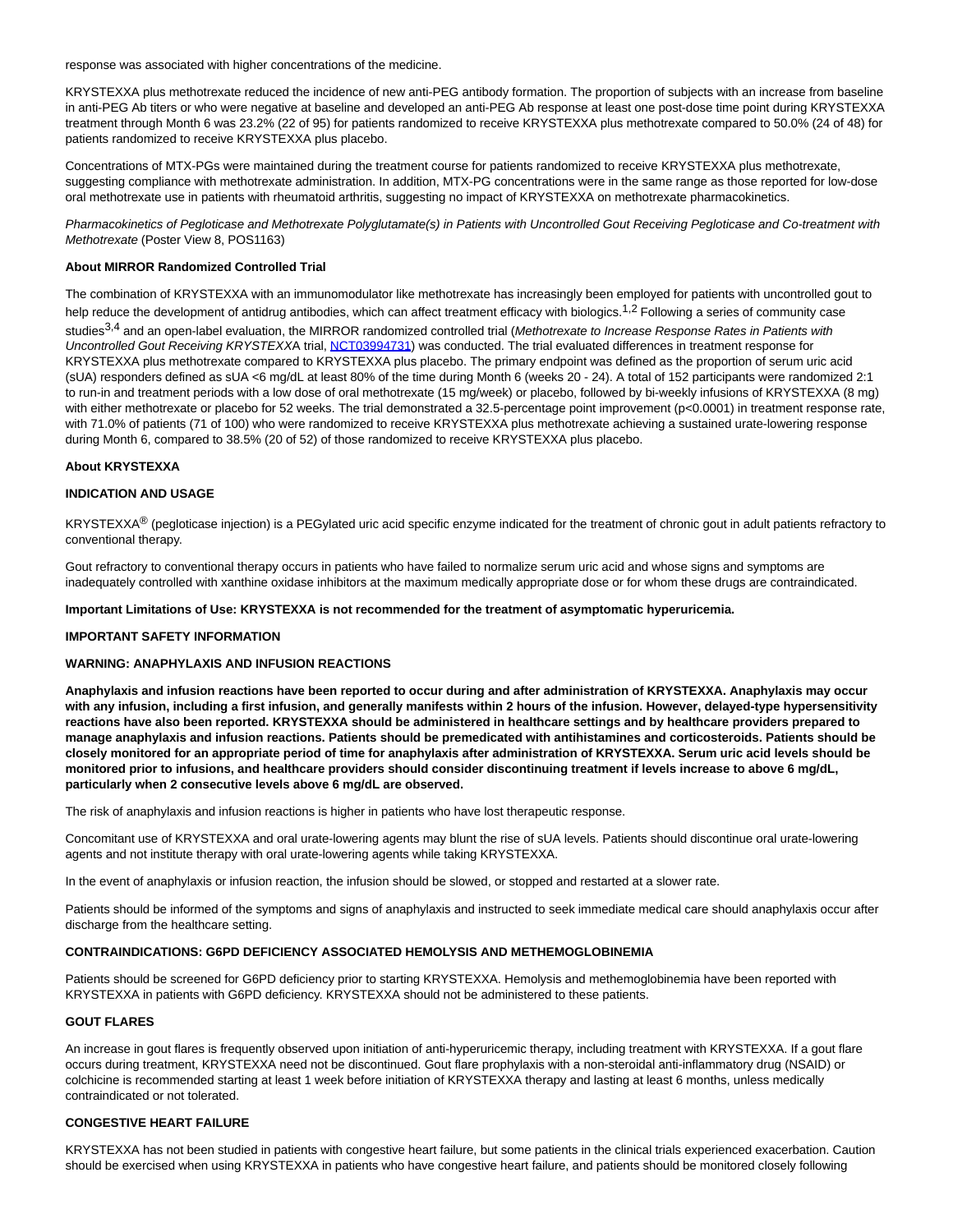response was associated with higher concentrations of the medicine.

KRYSTEXXA plus methotrexate reduced the incidence of new anti-PEG antibody formation. The proportion of subjects with an increase from baseline in anti-PEG Ab titers or who were negative at baseline and developed an anti-PEG Ab response at least one post-dose time point during KRYSTEXXA treatment through Month 6 was 23.2% (22 of 95) for patients randomized to receive KRYSTEXXA plus methotrexate compared to 50.0% (24 of 48) for patients randomized to receive KRYSTEXXA plus placebo.

Concentrations of MTX-PGs were maintained during the treatment course for patients randomized to receive KRYSTEXXA plus methotrexate, suggesting compliance with methotrexate administration. In addition, MTX-PG concentrations were in the same range as those reported for low-dose oral methotrexate use in patients with rheumatoid arthritis, suggesting no impact of KRYSTEXXA on methotrexate pharmacokinetics.

*Pharmacokinetics of Pegloticase and Methotrexate Polyglutamate(s) in Patients with Uncontrolled Gout Receiving Pegloticase and Co-treatment with Methotrexate* (Poster View 8, POS1163)

**About MIRROR Randomized Controlled Trial**

The combination of KRYSTEXXA with an immunomodulator like methotrexate has increasingly been employed for patients with uncontrolled gout to help reduce the development of antidrug antibodies, which can affect treatment efficacy with biologics.[1,2] Following a series of community case studies[3,4] and an open-label evaluation, the MIRROR randomized controlled trial (*Methotrexate to Increase Response Rates in Patients with Uncontrolled Gout Receiving KRYSTEXX*A trial, NCT03994731) was conducted. The trial evaluated differences in treatment response for KRYSTEXXA plus methotrexate compared to KRYSTEXXA plus placebo. The primary endpoint was defined as the proportion of serum uric acid (sUA) responders defined as sUA <6 mg/dL at least 80% of the time during Month 6 (weeks 20 - 24). A total of 152 participants were randomized 2:1 to run-in and treatment periods with a low dose of oral methotrexate (15 mg/week) or placebo, followed by bi-weekly infusions of KRYSTEXXA (8 mg) with either methotrexate or placebo for 52 weeks. The trial demonstrated a 32.5-percentage point improvement (p<0.0001) in treatment response rate, with 71.0% of patients (71 of 100) who were randomized to receive KRYSTEXXA plus methotrexate achieving a sustained urate-lowering response during Month 6, compared to 38.5% (20 of 52) of those randomized to receive KRYSTEXXA plus placebo.

**About KRYSTEXXA**

**INDICATION AND USAGE**

KRYSTEXXA® (pegloticase injection) is a PEGylated uric acid specific enzyme indicated for the treatment of chronic gout in adult patients refractory to conventional therapy.

Gout refractory to conventional therapy occurs in patients who have failed to normalize serum uric acid and whose signs and symptoms are inadequately controlled with xanthine oxidase inhibitors at the maximum medically appropriate dose or for whom these drugs are contraindicated.

**Important Limitations of Use: KRYSTEXXA is not recommended for the treatment of asymptomatic hyperuricemia.**

**IMPORTANT SAFETY INFORMATION**

**WARNING: ANAPHYLAXIS AND INFUSION REACTIONS**

**Anaphylaxis and infusion reactions have been reported to occur during and after administration of KRYSTEXXA. Anaphylaxis may occur with any infusion, including a first infusion, and generally manifests within 2 hours of the infusion. However, delayed-type hypersensitivity reactions have also been reported. KRYSTEXXA should be administered in healthcare settings and by healthcare providers prepared to manage anaphylaxis and infusion reactions. Patients should be premedicated with antihistamines and corticosteroids. Patients should be closely monitored for an appropriate period of time for anaphylaxis after administration of KRYSTEXXA. Serum uric acid levels should be monitored prior to infusions, and healthcare providers should consider discontinuing treatment if levels increase to above 6 mg/dL, particularly when 2 consecutive levels above 6 mg/dL are observed.**

The risk of anaphylaxis and infusion reactions is higher in patients who have lost therapeutic response.

Concomitant use of KRYSTEXXA and oral urate-lowering agents may blunt the rise of sUA levels. Patients should discontinue oral urate-lowering agents and not institute therapy with oral urate-lowering agents while taking KRYSTEXXA.

In the event of anaphylaxis or infusion reaction, the infusion should be slowed, or stopped and restarted at a slower rate.

Patients should be informed of the symptoms and signs of anaphylaxis and instructed to seek immediate medical care should anaphylaxis occur after discharge from the healthcare setting.

**CONTRAINDICATIONS: G6PD DEFICIENCY ASSOCIATED HEMOLYSIS AND METHEMOGLOBINEMIA**

Patients should be screened for G6PD deficiency prior to starting KRYSTEXXA. Hemolysis and methemoglobinemia have been reported with KRYSTEXXA in patients with G6PD deficiency. KRYSTEXXA should not be administered to these patients.

**GOUT FLARES**

An increase in gout flares is frequently observed upon initiation of anti-hyperuricemic therapy, including treatment with KRYSTEXXA. If a gout flare occurs during treatment, KRYSTEXXA need not be discontinued. Gout flare prophylaxis with a non-steroidal anti-inflammatory drug (NSAID) or colchicine is recommended starting at least 1 week before initiation of KRYSTEXXA therapy and lasting at least 6 months, unless medically contraindicated or not tolerated.

**CONGESTIVE HEART FAILURE**

KRYSTEXXA has not been studied in patients with congestive heart failure, but some patients in the clinical trials experienced exacerbation. Caution should be exercised when using KRYSTEXXA in patients who have congestive heart failure, and patients should be monitored closely following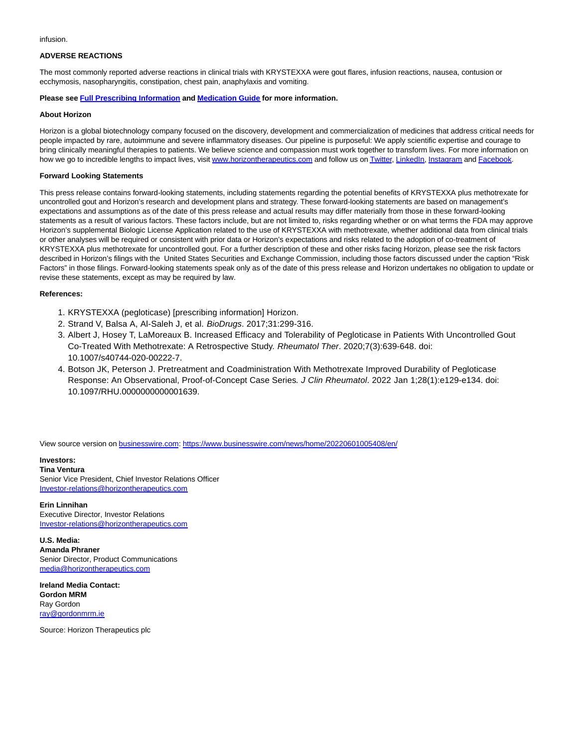infusion.

**ADVERSE REACTIONS**

The most commonly reported adverse reactions in clinical trials with KRYSTEXXA were gout flares, infusion reactions, nausea, contusion or ecchymosis, nasopharyngitis, constipation, chest pain, anaphylaxis and vomiting.

**Please see Full Prescribing Information and Medication Guide for more information.**

**About Horizon**

Horizon is a global biotechnology company focused on the discovery, development and commercialization of medicines that address critical needs for people impacted by rare, autoimmune and severe inflammatory diseases. Our pipeline is purposeful: We apply scientific expertise and courage to bring clinically meaningful therapies to patients. We believe science and compassion must work together to transform lives. For more information on how we go to incredible lengths to impact lives, visit www.horizontherapeutics.com and follow us on Twitter, LinkedIn, Instagram and Facebook.

**Forward Looking Statements**

This press release contains forward-looking statements, including statements regarding the potential benefits of KRYSTEXXA plus methotrexate for uncontrolled gout and Horizon's research and development plans and strategy. These forward-looking statements are based on management's expectations and assumptions as of the date of this press release and actual results may differ materially from those in these forward-looking statements as a result of various factors. These factors include, but are not limited to, risks regarding whether or on what terms the FDA may approve Horizon's supplemental Biologic License Application related to the use of KRYSTEXXA with methotrexate, whether additional data from clinical trials or other analyses will be required or consistent with prior data or Horizon's expectations and risks related to the adoption of co-treatment of KRYSTEXXA plus methotrexate for uncontrolled gout. For a further description of these and other risks facing Horizon, please see the risk factors described in Horizon's filings with the United States Securities and Exchange Commission, including those factors discussed under the caption "Risk Factors" in those filings. Forward-looking statements speak only as of the date of this press release and Horizon undertakes no obligation to update or revise these statements, except as may be required by law.

**References:**

1. KRYSTEXXA (pegloticase) [prescribing information] Horizon.
2. Strand V, Balsa A, Al-Saleh J, et al. *BioDrugs*. 2017;31:299-316.
3. Albert J, Hosey T, LaMoreaux B. Increased Efficacy and Tolerability of Pegloticase in Patients With Uncontrolled Gout Co-Treated With Methotrexate: A Retrospective Study. *Rheumatol Ther*. 2020;7(3):639-648. doi: 10.1007/s40744-020-00222-7.
4. Botson JK, Peterson J. Pretreatment and Coadministration With Methotrexate Improved Durability of Pegloticase Response: An Observational, Proof-of-Concept Case Series*. J Clin Rheumatol*. 2022 Jan 1;28(1):e129-e134. doi: 10.1097/RHU.0000000000001639.

View source version on businesswire.com: https://www.businesswire.com/news/home/20220601005408/en/

**Investors:**
**Tina Ventura**
Senior Vice President, Chief Investor Relations Officer
Investor-relations@horizontherapeutics.com

**Erin Linnihan**
Executive Director, Investor Relations
Investor-relations@horizontherapeutics.com

**U.S. Media:**
**Amanda Phraner**
Senior Director, Product Communications
media@horizontherapeutics.com

**Ireland Media Contact:**
**Gordon MRM**
Ray Gordon
ray@gordonmrm.ie

Source: Horizon Therapeutics plc